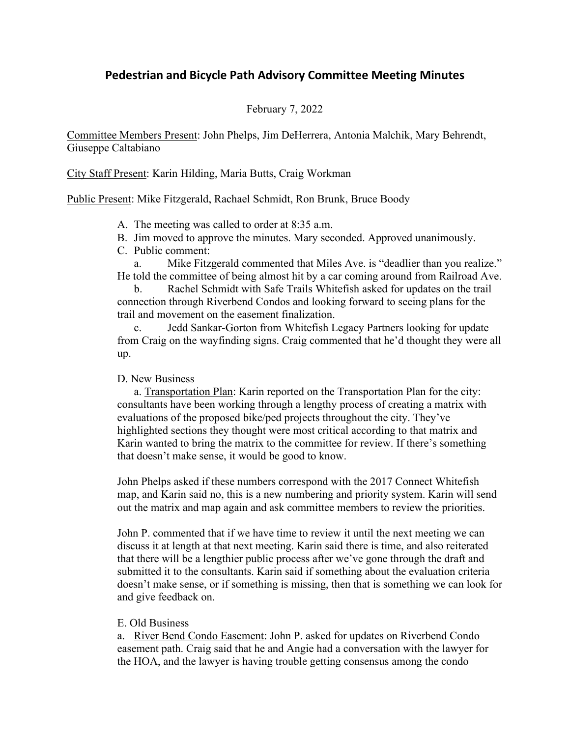# Pedestrian and Bicycle Path Advisory Committee Meeting Minutes

February 7, 2022

<u>Committee Members Present</u>: John Phelps, Jim DeHerrera, Antonia Malchik, Mary Behrendt, Giuseppe Caltabiano

<u>City Staff Present</u>: Karin Hilding, Maria Butts, Craig Workman

<u>Public Present</u>: Mike Fitzgerald, Rachael Schmidt, Ron Brunk, Bruce Boody

A. The meeting was called to order at 8:35 a.m.

B. Jim moved to approve the minutes. Mary seconded. Approved unanimously.

C. Public comment:

a. Mike Fitzgerald commented that Miles Ave. is "deadlier than you realize." He told the committee of being almost hit by a car coming around from Railroad Ave.

b. Rachel Schmidt with Safe Trails Whitefish asked for updates on the trail connection through Riverbend Condos and looking forward to seeing plans for the trail and movement on the easement finalization.

c. Jedd Sankar-Gorton from Whitefish Legacy Partners looking for update from Craig on the wayfinding signs. Craig commented that he'd thought they were all up.

D. New Business

a. <u>Transportation Plan</u>: Karin reported on the Transportation Plan for the city: consultants have been working through a lengthy process of creating a matrix with evaluations of the proposed bike/ped projects throughout the city. They've highlighted sections they thought were most critical according to that matrix and Karin wanted to bring the matrix to the committee for review. If there's something that doesn't make sense, it would be good to know.

John Phelps asked if these numbers correspond with the 2017 Connect Whitefish map, and Karin said no, this is a new numbering and priority system. Karin will send out the matrix and map again and ask committee members to review the priorities.

John P. commented that if we have time to review it until the next meeting we can discuss it at length at that next meeting. Karin said there is time, and also reiterated that there will be a lengthier public process after we've gone through the draft and submitted it to the consultants. Karin said if something about the evaluation criteria doesn't make sense, or if something is missing, then that is something we can look for and give feedback on.

E. Old Business

a. <u>River Bend Condo Easement</u>: John P. asked for updates on Riverbend Condo easement path. Craig said that he and Angie had a conversation with the lawyer for the HOA, and the lawyer is having trouble getting consensus among the condo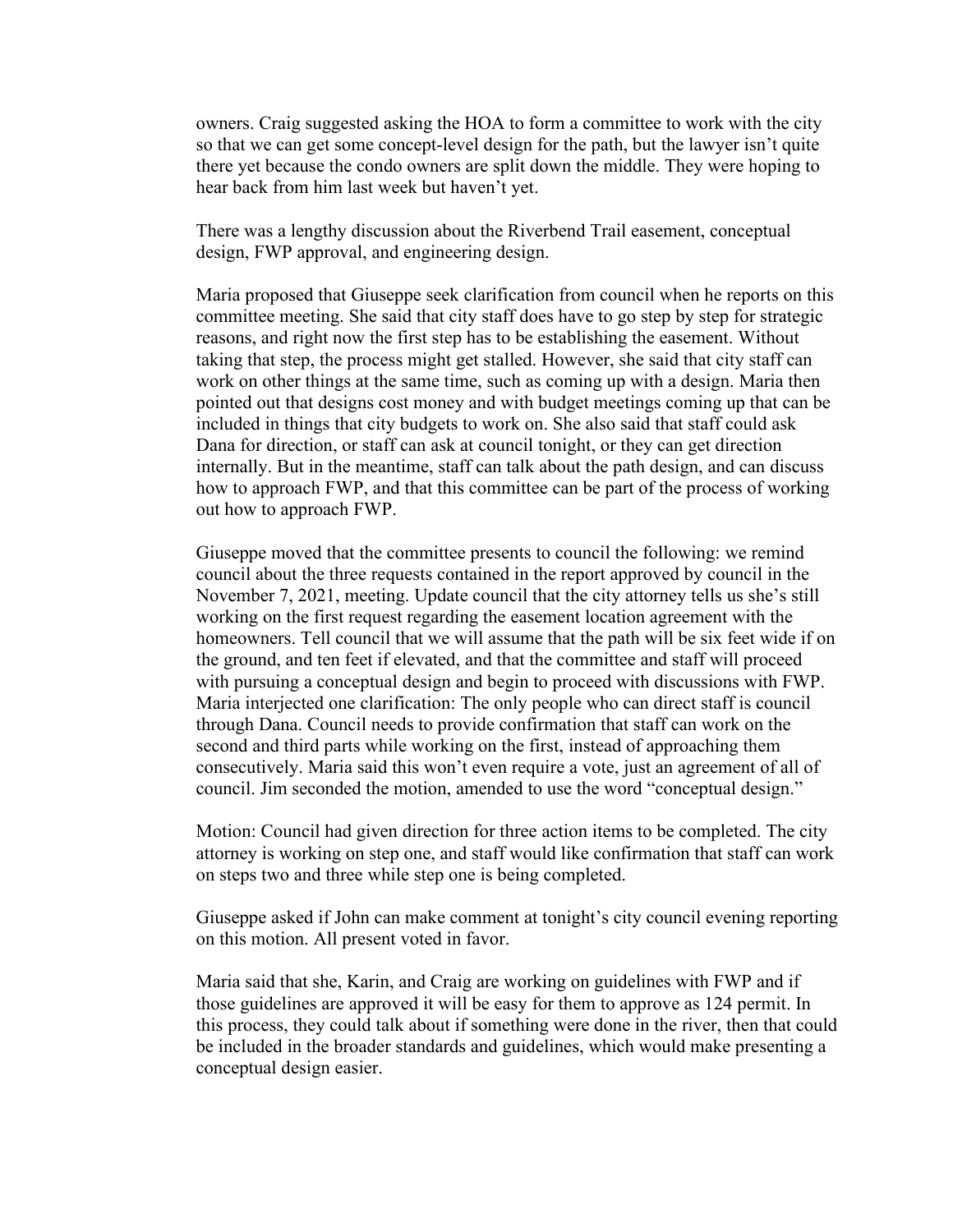owners. Craig suggested asking the HOA to form a committee to work with the city so that we can get some concept-level design for the path, but the lawyer isn't quite there yet because the condo owners are split down the middle. They were hoping to hear back from him last week but haven't yet.

There was a lengthy discussion about the Riverbend Trail easement, conceptual design, FWP approval, and engineering design.

Maria proposed that Giuseppe seek clarification from council when he reports on this committee meeting. She said that city staff does have to go step by step for strategic reasons, and right now the first step has to be establishing the easement. Without taking that step, the process might get stalled. However, she said that city staff can work on other things at the same time, such as coming up with a design. Maria then pointed out that designs cost money and with budget meetings coming up that can be included in things that city budgets to work on. She also said that staff could ask Dana for direction, or staff can ask at council tonight, or they can get direction internally. But in the meantime, staff can talk about the path design, and can discuss how to approach FWP, and that this committee can be part of the process of working out how to approach FWP.

Giuseppe moved that the committee presents to council the following: we remind council about the three requests contained in the report approved by council in the November 7, 2021, meeting. Update council that the city attorney tells us she's still working on the first request regarding the easement location agreement with the homeowners. Tell council that we will assume that the path will be six feet wide if on the ground, and ten feet if elevated, and that the committee and staff will proceed with pursuing a conceptual design and begin to proceed with discussions with FWP. Maria interjected one clarification: The only people who can direct staff is council through Dana. Council needs to provide confirmation that staff can work on the second and third parts while working on the first, instead of approaching them consecutively. Maria said this won't even require a vote, just an agreement of all of council. Jim seconded the motion, amended to use the word "conceptual design."

Motion: Council had given direction for three action items to be completed. The city attorney is working on step one, and staff would like confirmation that staff can work on steps two and three while step one is being completed.

Giuseppe asked if John can make comment at tonight's city council evening reporting on this motion. All present voted in favor.

Maria said that she, Karin, and Craig are working on guidelines with FWP and if those guidelines are approved it will be easy for them to approve as 124 permit. In this process, they could talk about if something were done in the river, then that could be included in the broader standards and guidelines, which would make presenting a conceptual design easier.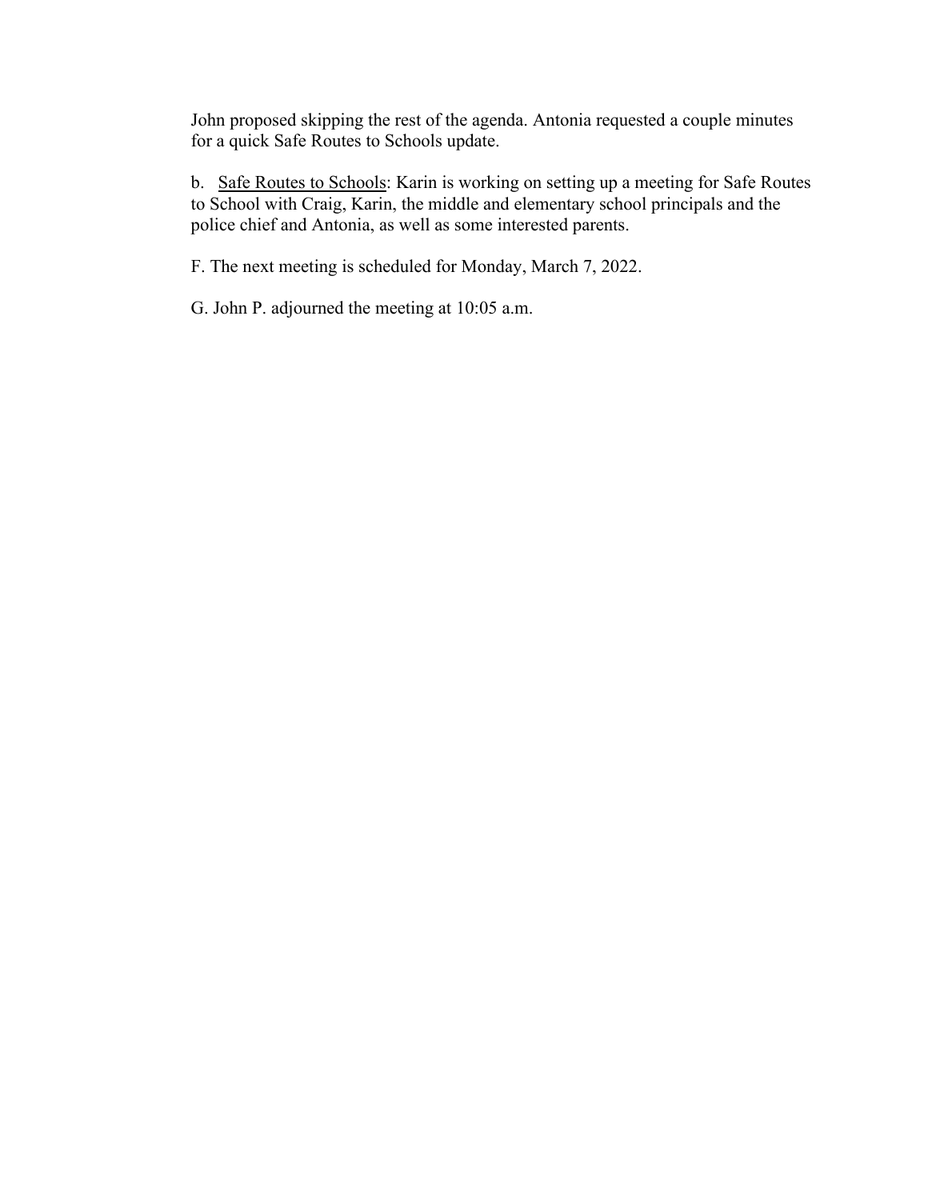John proposed skipping the rest of the agenda. Antonia requested a couple minutes for a quick Safe Routes to Schools update.

b. Safe Routes to Schools: Karin is working on setting up a meeting for Safe Routes to School with Craig, Karin, the middle and elementary school principals and the police chief and Antonia, as well as some interested parents.

F. The next meeting is scheduled for Monday, March 7, 2022.

G. John P. adjourned the meeting at 10:05 a.m.